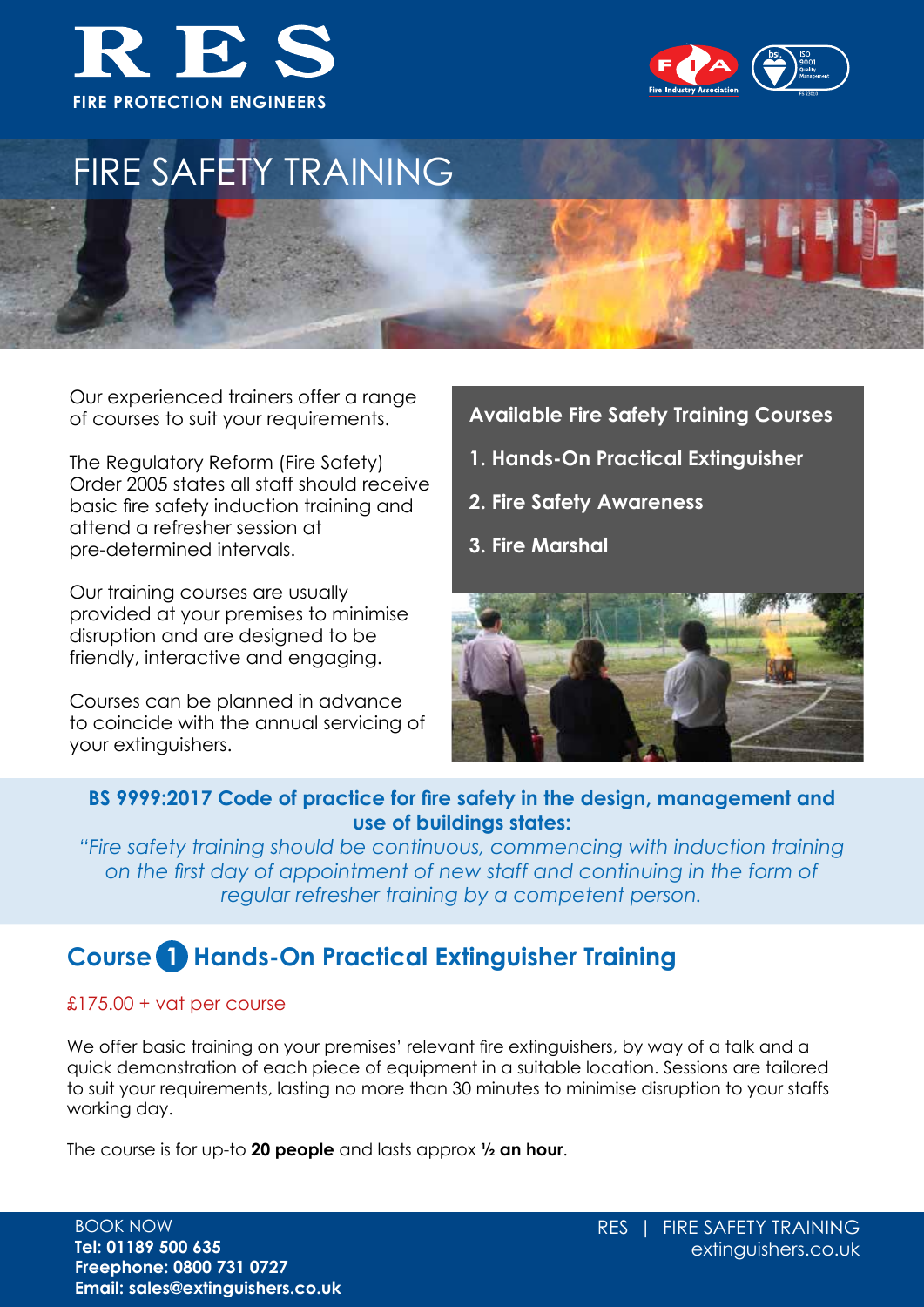# RES

FIRE PROTECTION ENGINEERS

# FIRE SAFETY TRAINING

Our experienced trainers offer a range of courses to suit your requirements.

The Regulatory Reform (Fire Safety) Order 2005 states all staff should receive basic fire safety induction training and attend a refresher session at pre-determined intervals.

Our training courses are usually provided at your premises to minimise disruption and are designed to be friendly, interactive and engaging.

Courses can be planned in advance to coincide with the annual servicing of your extinguishers.

**Available Fire Safety Training Courses**

1. **Hands-On Practical Extinguisher**
2. **Fire Safety Awareness**
3. **Fire Marshal**

**BS 9999:2017 Code of practice for fire safety in the design, management and use of buildings states:**

*"Fire safety training should be continuous, commencing with induction training on the first day of appointment of new staff and continuing in the form of regular refresher training by a competent person.*

## Course 1 Hands-On Practical Extinguisher Training

£175.00 + vat per course

We offer basic training on your premises' relevant fire extinguishers, by way of a talk and a quick demonstration of each piece of equipment in a suitable location. Sessions are tailored to suit your requirements, lasting no more than 30 minutes to minimise disruption to your staffs working day.

The course is for up-to **20 people** and lasts approx **½ an hour**.

BOOK NOW
**Tel: 01189 500 635**
**Freephone: 0800 731 0727**
**Email: sales@extinguishers.co.uk**

RES | FIRE SAFETY TRAINING
extinguishers.co.uk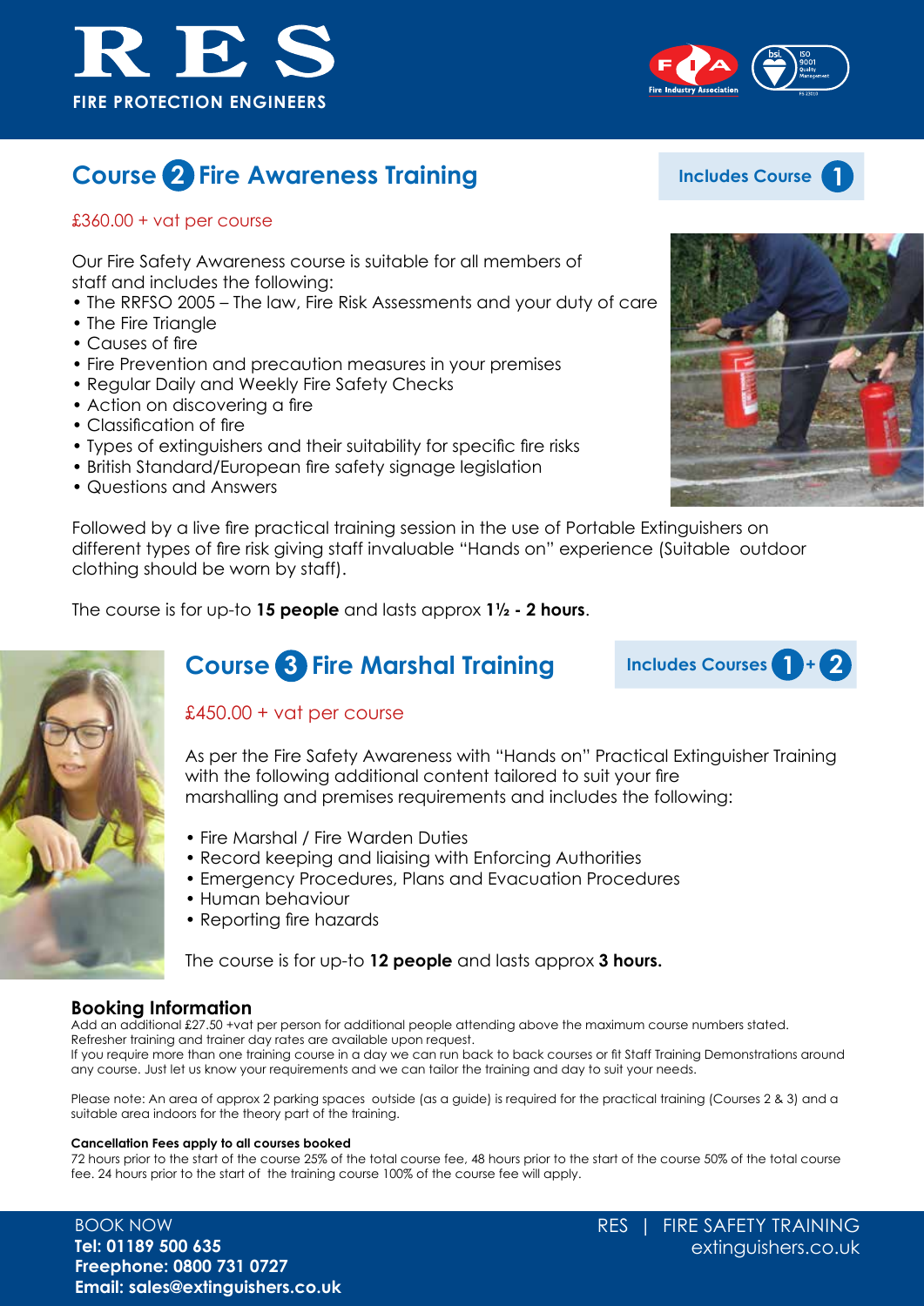# RES
FIRE PROTECTION ENGINEERS

## Course 2 Fire Awareness Training

Includes Course 1

£360.00 + vat per course

Our Fire Safety Awareness course is suitable for all members of staff and includes the following:

- The RRFSO 2005 – The law, Fire Risk Assessments and your duty of care
- The Fire Triangle
- Causes of fire
- Fire Prevention and precaution measures in your premises
- Regular Daily and Weekly Fire Safety Checks
- Action on discovering a fire
- Classification of fire
- Types of extinguishers and their suitability for specific fire risks
- British Standard/European fire safety signage legislation
- Questions and Answers

Followed by a live fire practical training session in the use of Portable Extinguishers on different types of fire risk giving staff invaluable "Hands on" experience (Suitable outdoor clothing should be worn by staff).

The course is for up-to **15 people** and lasts approx **1½ - 2 hours**.

## Course 3 Fire Marshal Training

Includes Courses 1 + 2

£450.00 + vat per course

As per the Fire Safety Awareness with "Hands on" Practical Extinguisher Training with the following additional content tailored to suit your fire marshalling and premises requirements and includes the following:

- Fire Marshal / Fire Warden Duties
- Record keeping and liaising with Enforcing Authorities
- Emergency Procedures, Plans and Evacuation Procedures
- Human behaviour
- Reporting fire hazards

The course is for up-to **12 people** and lasts approx **3 hours.**

### Booking Information

Add an additional £27.50 +vat per person for additional people attending above the maximum course numbers stated.
Refresher training and trainer day rates are available upon request.
If you require more than one training course in a day we can run back to back courses or fit Staff Training Demonstrations around any course. Just let us know your requirements and we can tailor the training and day to suit your needs.

Please note: An area of approx 2 parking spaces outside (as a guide) is required for the practical training (Courses 2 & 3) and a suitable area indoors for the theory part of the training.

**Cancellation Fees apply to all courses booked**

72 hours prior to the start of the course 25% of the total course fee, 48 hours prior to the start of the course 50% of the total course fee. 24 hours prior to the start of the training course 100% of the course fee will apply.

BOOK NOW
**Tel: 01189 500 635**
**Freephone: 0800 731 0727**
**Email: sales@extinguishers.co.uk**

RES | FIRE SAFETY TRAINING
extinguishers.co.uk